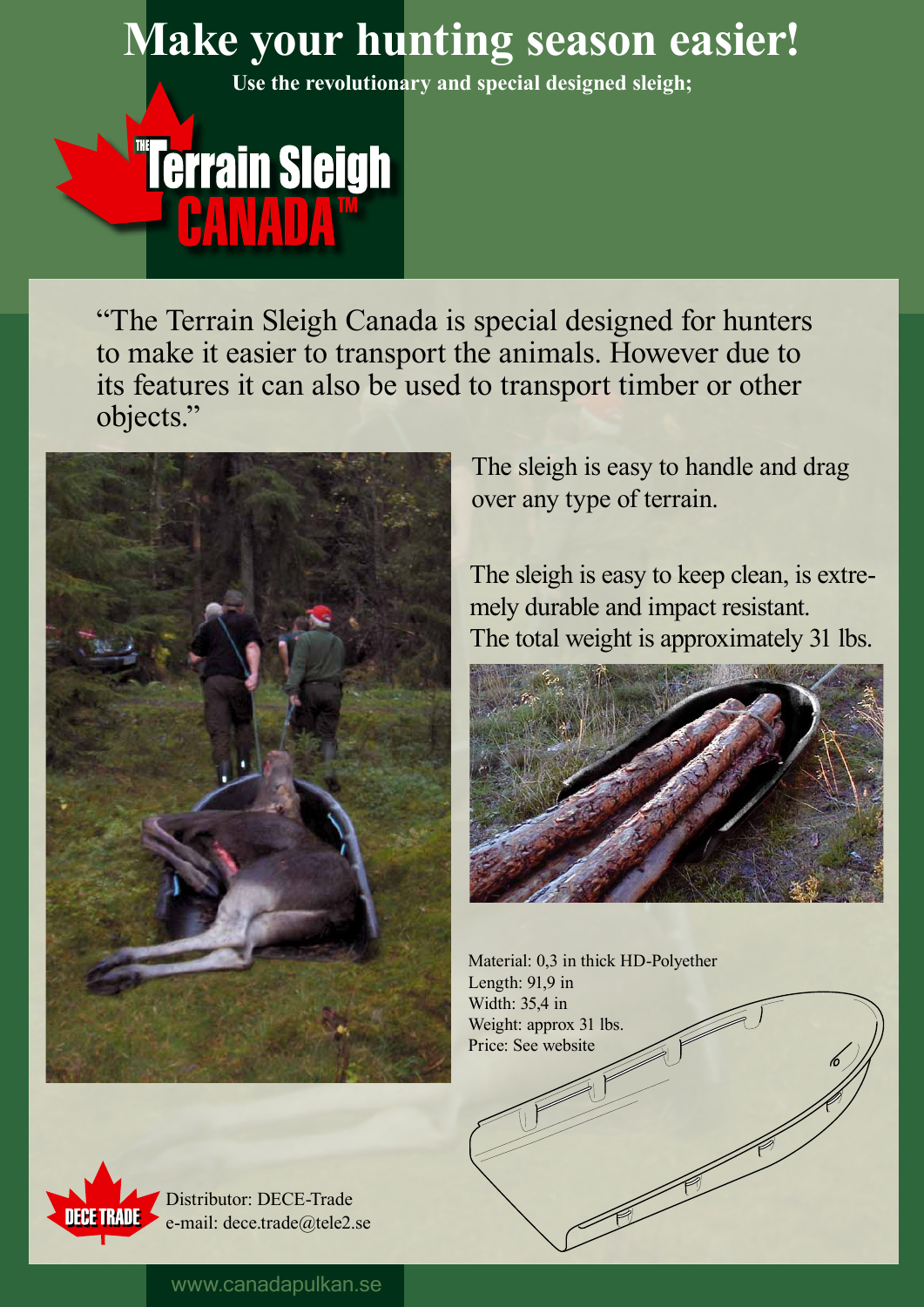# Make your hunting season easier!

**Use the revolutionary and special designed sleigh;**

## THE Terrain Sleigh CANADA™

"The Terrain Sleigh Canada is special designed for hunters to make it easier to transport the animals. However due to its features it can also be used to transport timber or other objects."

The sleigh is easy to handle and drag over any type of terrain.

The sleigh is easy to keep clean, is extremely durable and impact resistant. The total weight is approximately 31 lbs.

Material: 0,3 in thick HD-Polyether
Length: 91,9 in
Width: 35,4 in
Weight: approx 31 lbs.
Price: See website

DECE TRADE

Distributor: DECE-Trade
e-mail: dece.trade@tele2.se

www.canadapulkan.se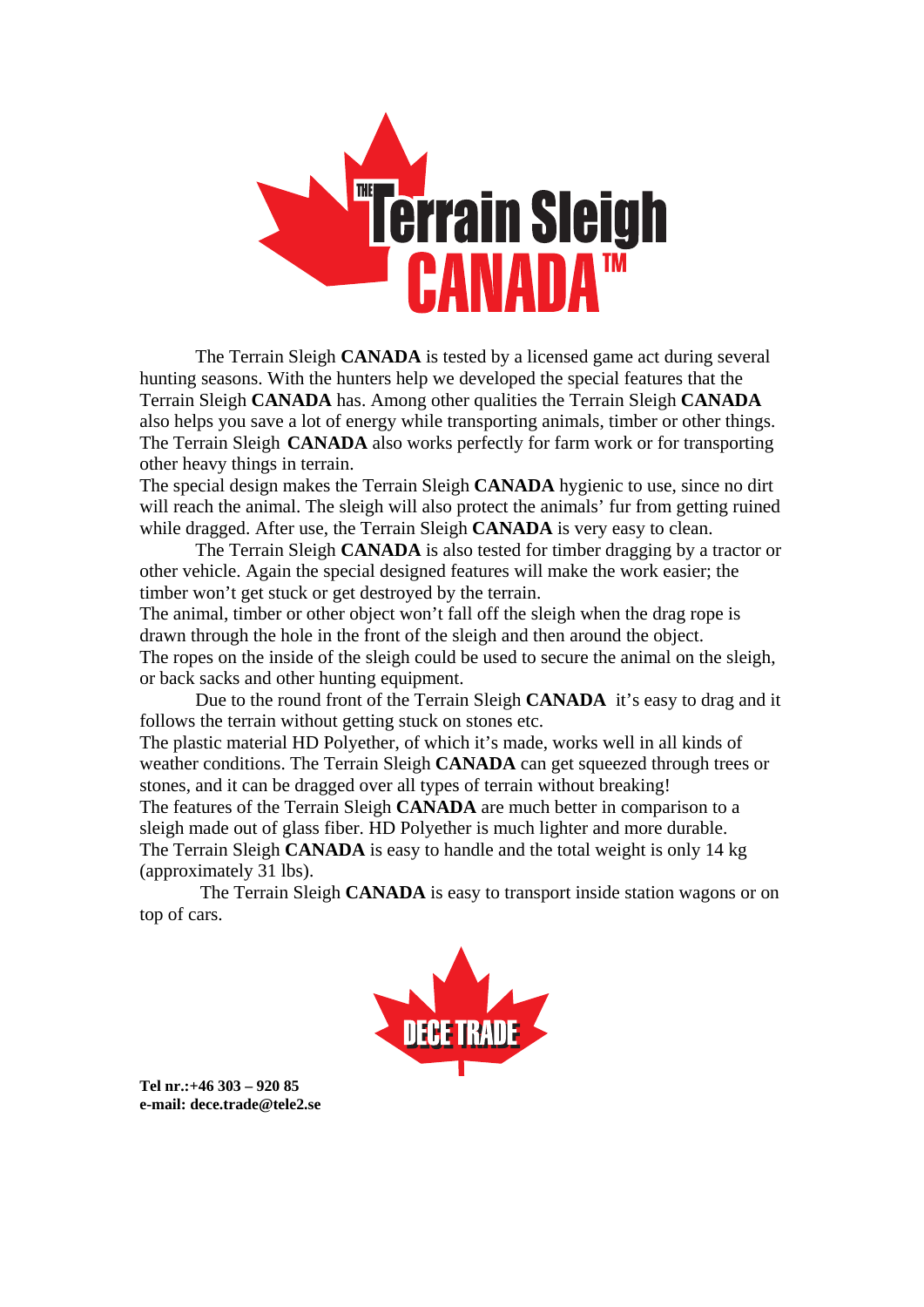# THE Terrain Sleigh CANADA™

The Terrain Sleigh **CANADA** is tested by a licensed game act during several hunting seasons. With the hunters help we developed the special features that the Terrain Sleigh **CANADA** has. Among other qualities the Terrain Sleigh **CANADA** also helps you save a lot of energy while transporting animals, timber or other things. The Terrain Sleigh **CANADA** also works perfectly for farm work or for transporting other heavy things in terrain.

The special design makes the Terrain Sleigh **CANADA** hygienic to use, since no dirt will reach the animal. The sleigh will also protect the animals' fur from getting ruined while dragged. After use, the Terrain Sleigh **CANADA** is very easy to clean.

The Terrain Sleigh **CANADA** is also tested for timber dragging by a tractor or other vehicle. Again the special designed features will make the work easier; the timber won't get stuck or get destroyed by the terrain.

The animal, timber or other object won't fall off the sleigh when the drag rope is drawn through the hole in the front of the sleigh and then around the object.

The ropes on the inside of the sleigh could be used to secure the animal on the sleigh, or back sacks and other hunting equipment.

Due to the round front of the Terrain Sleigh **CANADA** it's easy to drag and it follows the terrain without getting stuck on stones etc.

The plastic material HD Polyether, of which it's made, works well in all kinds of weather conditions. The Terrain Sleigh **CANADA** can get squeezed through trees or stones, and it can be dragged over all types of terrain without breaking!

The features of the Terrain Sleigh **CANADA** are much better in comparison to a sleigh made out of glass fiber. HD Polyether is much lighter and more durable.

The Terrain Sleigh **CANADA** is easy to handle and the total weight is only 14 kg (approximately 31 lbs).

The Terrain Sleigh **CANADA** is easy to transport inside station wagons or on top of cars.

DECE TRADE

**Tel nr.:+46 303 – 920 85**
**e-mail: dece.trade@tele2.se**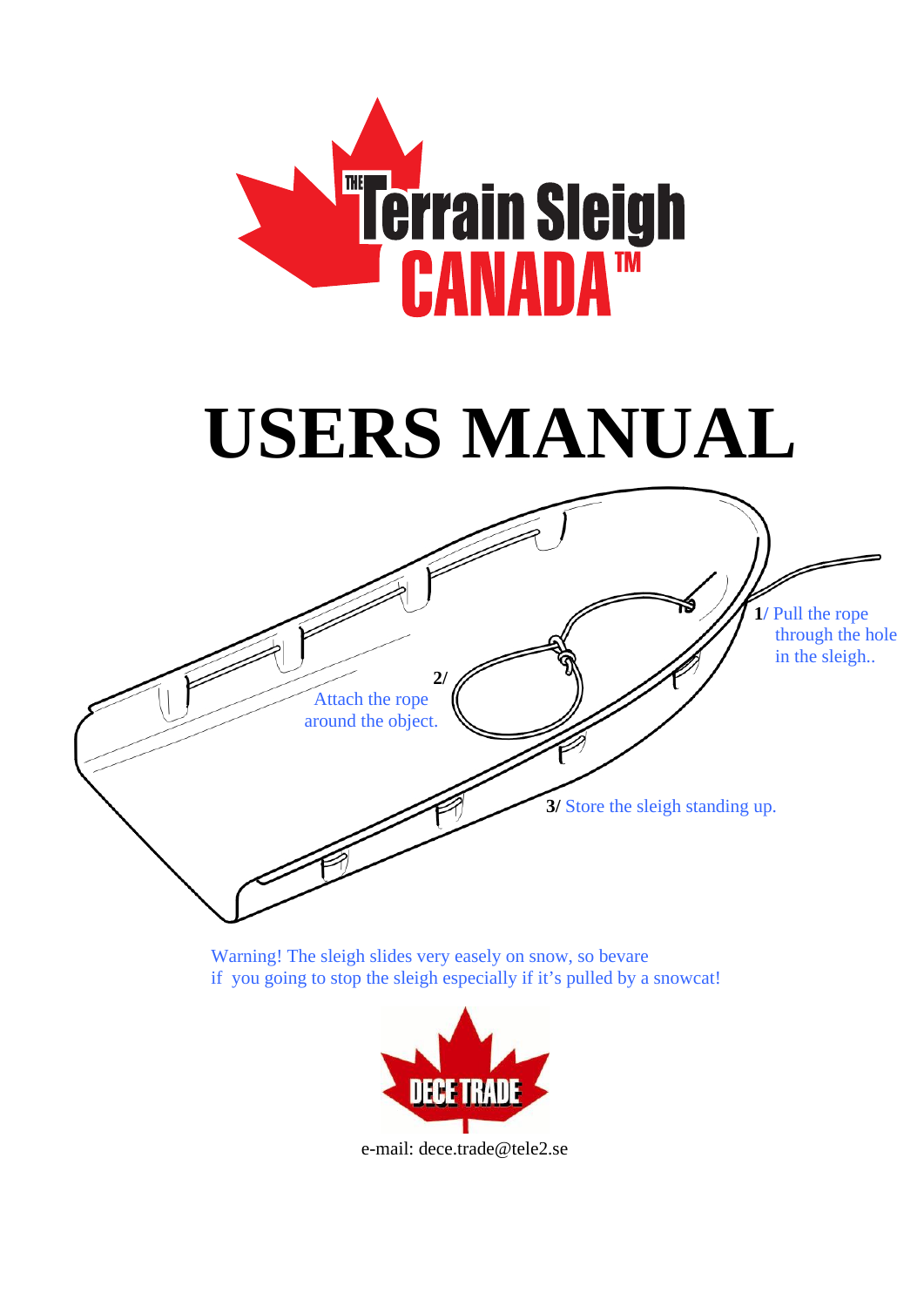THE Terrain Sleigh CANADA™

# USERS MANUAL

**1/** Pull the rope through the hole in the sleigh..

**2/** Attach the rope around the object.

**3/** Store the sleigh standing up.

Warning! The sleigh slides very easely on snow, so bevare if you going to stop the sleigh especially if it's pulled by a snowcat!

DECE TRADE

e-mail: dece.trade@tele2.se